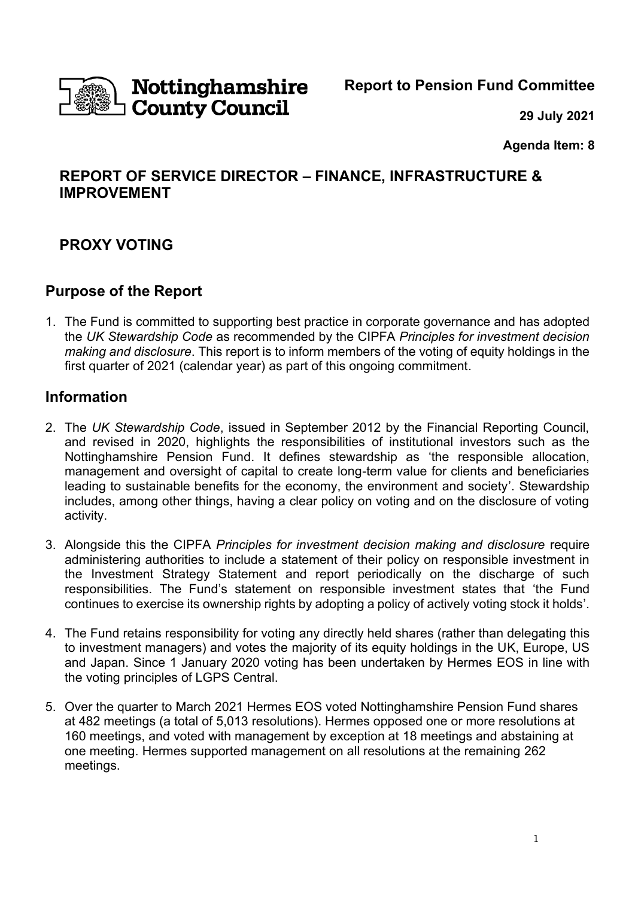Nottinghamshire County Council

**Report to Pension Fund Committee**

**29 July 2021**

**Agenda Item: 8**

## REPORT OF SERVICE DIRECTOR – FINANCE, INFRASTRUCTURE & IMPROVEMENT

## PROXY VOTING

## Purpose of the Report

1. The Fund is committed to supporting best practice in corporate governance and has adopted the *UK Stewardship Code* as recommended by the CIPFA *Principles for investment decision making and disclosure*. This report is to inform members of the voting of equity holdings in the first quarter of 2021 (calendar year) as part of this ongoing commitment.

## Information

2. The *UK Stewardship Code*, issued in September 2012 by the Financial Reporting Council, and revised in 2020, highlights the responsibilities of institutional investors such as the Nottinghamshire Pension Fund. It defines stewardship as 'the responsible allocation, management and oversight of capital to create long-term value for clients and beneficiaries leading to sustainable benefits for the economy, the environment and society'. Stewardship includes, among other things, having a clear policy on voting and on the disclosure of voting activity.

3. Alongside this the CIPFA *Principles for investment decision making and disclosure* require administering authorities to include a statement of their policy on responsible investment in the Investment Strategy Statement and report periodically on the discharge of such responsibilities. The Fund's statement on responsible investment states that 'the Fund continues to exercise its ownership rights by adopting a policy of actively voting stock it holds'.

4. The Fund retains responsibility for voting any directly held shares (rather than delegating this to investment managers) and votes the majority of its equity holdings in the UK, Europe, US and Japan. Since 1 January 2020 voting has been undertaken by Hermes EOS in line with the voting principles of LGPS Central.

5. Over the quarter to March 2021 Hermes EOS voted Nottinghamshire Pension Fund shares at 482 meetings (a total of 5,013 resolutions). Hermes opposed one or more resolutions at 160 meetings, and voted with management by exception at 18 meetings and abstaining at one meeting. Hermes supported management on all resolutions at the remaining 262 meetings.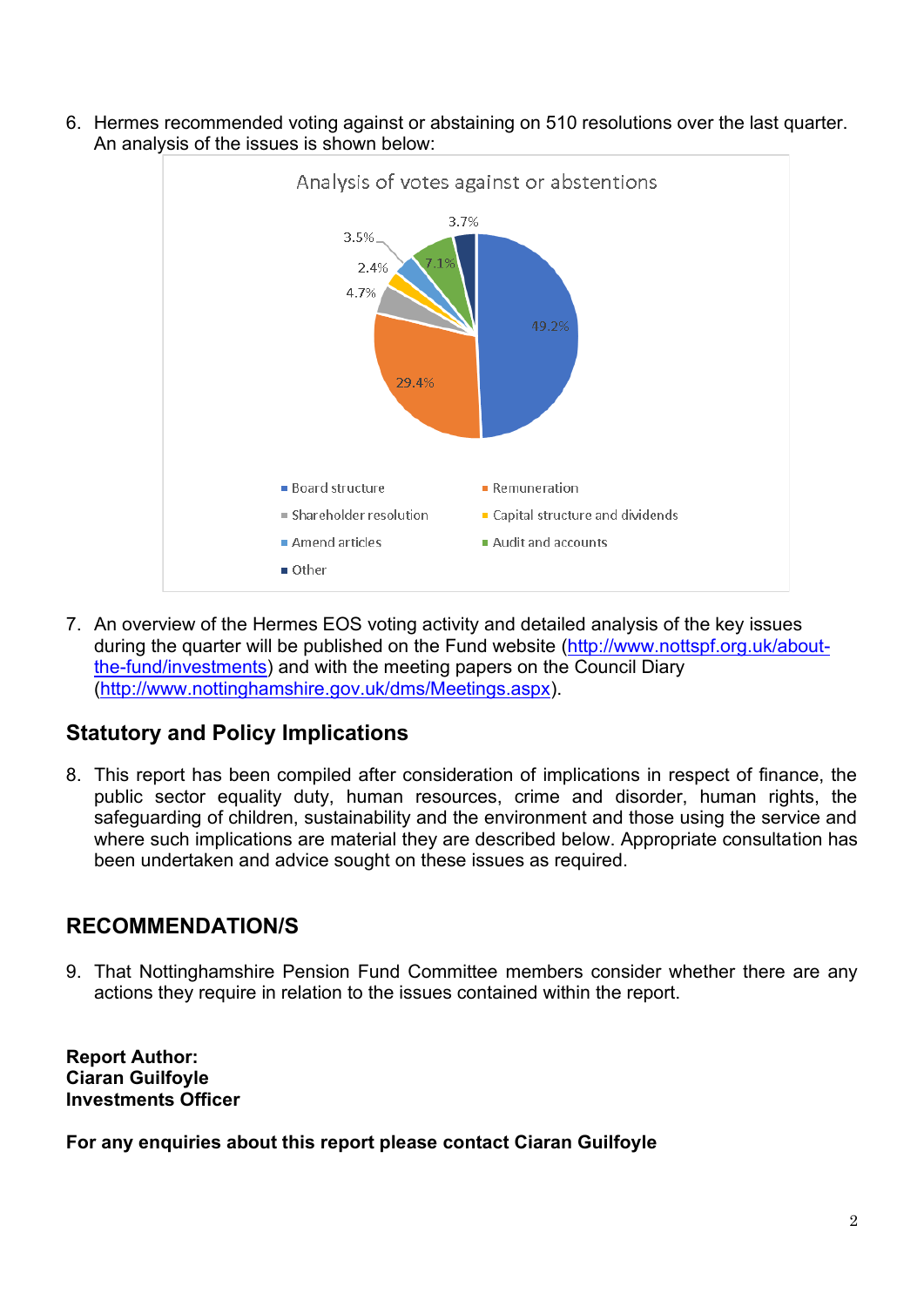6. Hermes recommended voting against or abstaining on 510 resolutions over the last quarter. An analysis of the issues is shown below:

**Analysis of votes against or abstentions**

| Issue | Percentage |
|---|---|
| Board structure | 49.2% |
| Remuneration | 29.4% |
| Shareholder resolution | 4.7% |
| Capital structure and dividends | 2.4% |
| Amend articles | 3.5% |
| Audit and accounts | 7.1% |
| Other | 3.7% |

7. An overview of the Hermes EOS voting activity and detailed analysis of the key issues during the quarter will be published on the Fund website (http://www.nottspf.org.uk/about-the-fund/investments) and with the meeting papers on the Council Diary (http://www.nottinghamshire.gov.uk/dms/Meetings.aspx).

## Statutory and Policy Implications

8. This report has been compiled after consideration of implications in respect of finance, the public sector equality duty, human resources, crime and disorder, human rights, the safeguarding of children, sustainability and the environment and those using the service and where such implications are material they are described below. Appropriate consultation has been undertaken and advice sought on these issues as required.

## RECOMMENDATION/S

9. That Nottinghamshire Pension Fund Committee members consider whether there are any actions they require in relation to the issues contained within the report.

**Report Author:**
**Ciaran Guilfoyle**
**Investments Officer**

**For any enquiries about this report please contact Ciaran Guilfoyle**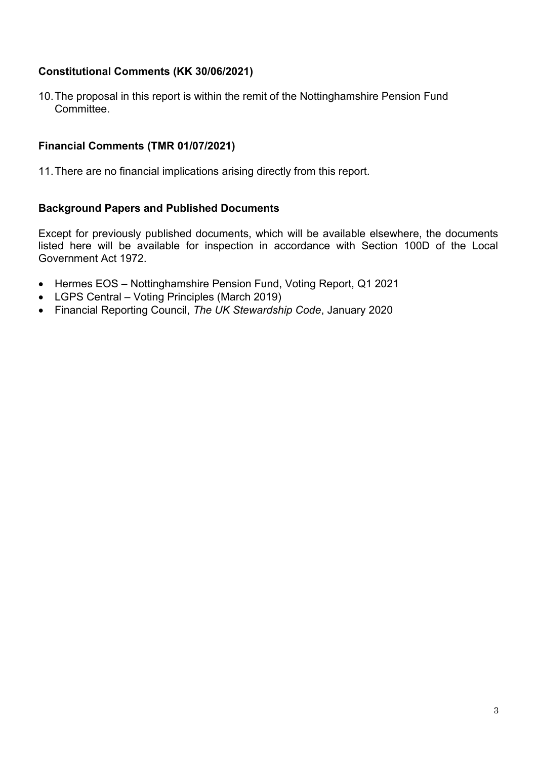### Constitutional Comments (KK 30/06/2021)

10. The proposal in this report is within the remit of the Nottinghamshire Pension Fund Committee.

### Financial Comments (TMR 01/07/2021)

11. There are no financial implications arising directly from this report.

### Background Papers and Published Documents

Except for previously published documents, which will be available elsewhere, the documents listed here will be available for inspection in accordance with Section 100D of the Local Government Act 1972.

- Hermes EOS – Nottinghamshire Pension Fund, Voting Report, Q1 2021
- LGPS Central – Voting Principles (March 2019)
- Financial Reporting Council, *The UK Stewardship Code*, January 2020